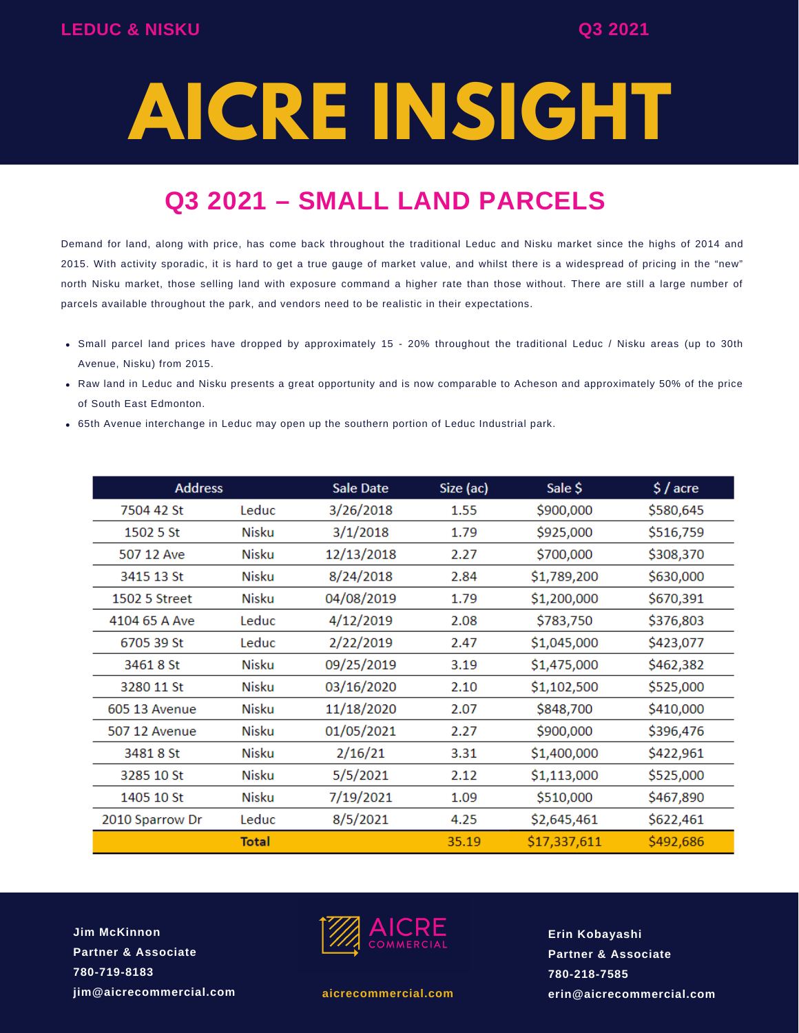LEDUC & NISKU

Q3 2021

# AICRE INSIGHT

## Q3 2021 – SMALL LAND PARCELS

Demand for land, along with price, has come back throughout the traditional Leduc and Nisku market since the highs of 2014 and 2015. With activity sporadic, it is hard to get a true gauge of market value, and whilst there is a widespread of pricing in the "new" north Nisku market, those selling land with exposure command a higher rate than those without. There are still a large number of parcels available throughout the park, and vendors need to be realistic in their expectations.

- Small parcel land prices have dropped by approximately 15 - 20% throughout the traditional Leduc / Nisku areas (up to 30th Avenue, Nisku) from 2015.
- Raw land in Leduc and Nisku presents a great opportunity and is now comparable to Acheson and approximately 50% of the price of South East Edmonton.
- 65th Avenue interchange in Leduc may open up the southern portion of Leduc Industrial park.

| Address | | Sale Date | Size (ac) | Sale $ | $ / acre |
|---|---|---|---|---|---|
| 7504 42 St | Leduc | 3/26/2018 | 1.55 | $900,000 | $580,645 |
| 1502 5 St | Nisku | 3/1/2018 | 1.79 | $925,000 | $516,759 |
| 507 12 Ave | Nisku | 12/13/2018 | 2.27 | $700,000 | $308,370 |
| 3415 13 St | Nisku | 8/24/2018 | 2.84 | $1,789,200 | $630,000 |
| 1502 5 Street | Nisku | 04/08/2019 | 1.79 | $1,200,000 | $670,391 |
| 4104 65 A Ave | Leduc | 4/12/2019 | 2.08 | $783,750 | $376,803 |
| 6705 39 St | Leduc | 2/22/2019 | 2.47 | $1,045,000 | $423,077 |
| 3461 8 St | Nisku | 09/25/2019 | 3.19 | $1,475,000 | $462,382 |
| 3280 11 St | Nisku | 03/16/2020 | 2.10 | $1,102,500 | $525,000 |
| 605 13 Avenue | Nisku | 11/18/2020 | 2.07 | $848,700 | $410,000 |
| 507 12 Avenue | Nisku | 01/05/2021 | 2.27 | $900,000 | $396,476 |
| 3481 8 St | Nisku | 2/16/21 | 3.31 | $1,400,000 | $422,961 |
| 3285 10 St | Nisku | 5/5/2021 | 2.12 | $1,113,000 | $525,000 |
| 1405 10 St | Nisku | 7/19/2021 | 1.09 | $510,000 | $467,890 |
| 2010 Sparrow Dr | Leduc | 8/5/2021 | 4.25 | $2,645,461 | $622,461 |
| | **Total** | | 35.19 | $17,337,611 | $492,686 |

**Jim McKinnon**
**Partner & Associate**
**780-719-8183**
**jim@aicrecommercial.com**

AICRE COMMERCIAL

aicrecommercial.com

**Erin Kobayashi**
**Partner & Associate**
**780-218-7585**
**erin@aicrecommercial.com**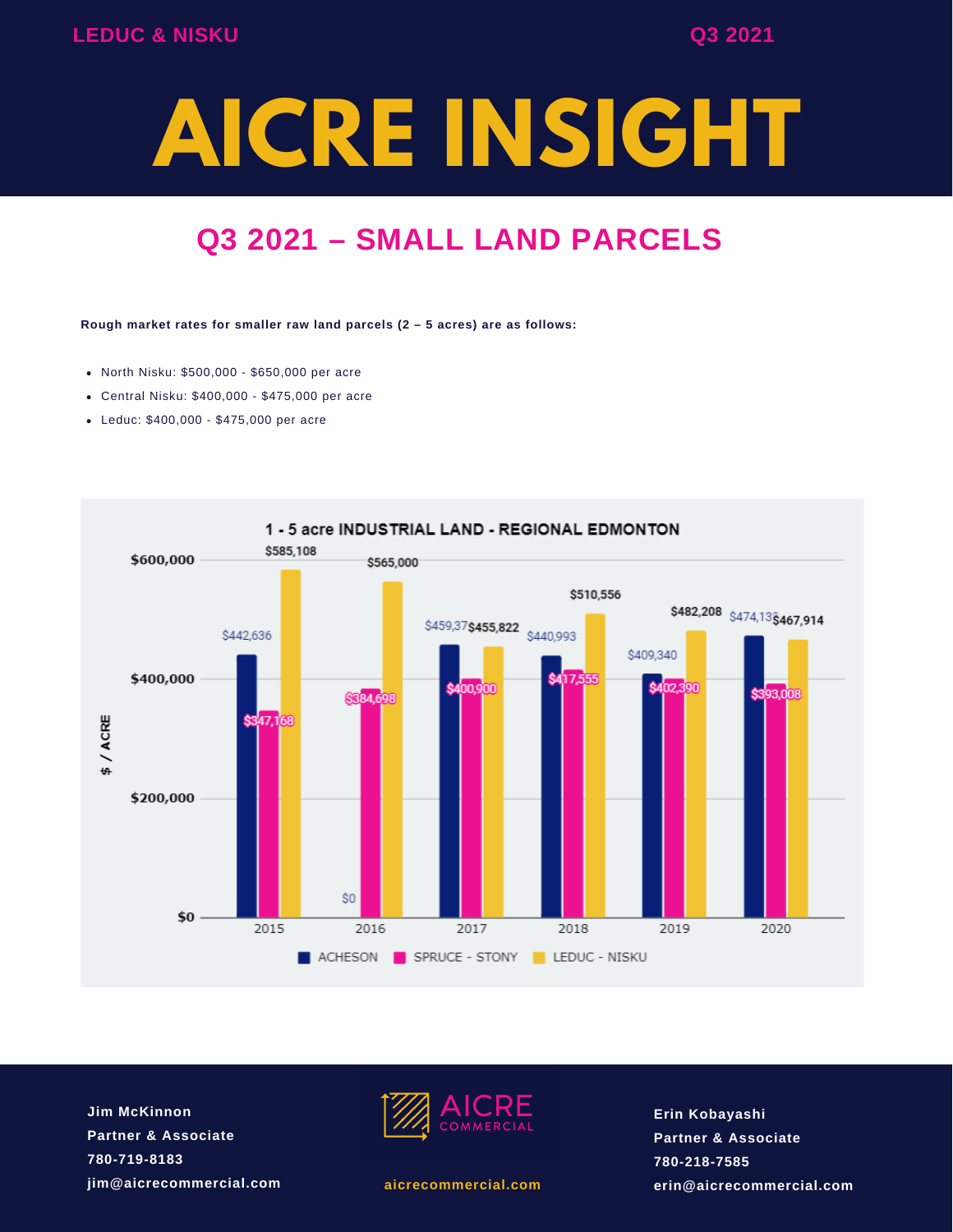LEDUC & NISKU

Q3 2021

# AICRE INSIGHT

## Q3 2021 – SMALL LAND PARCELS

**Rough market rates for smaller raw land parcels (2 – 5 acres) are as follows:**

- North Nisku: $500,000 - $650,000 per acre
- Central Nisku: $400,000 - $475,000 per acre
- Leduc: $400,000 - $475,000 per acre

1 - 5 acre INDUSTRIAL LAND - REGIONAL EDMONTON

$ / ACRE

$600,000
$400,000
$200,000
$0

2015: $442,636, $347,168, $585,108
2016: $0, $384,698, $565,000
2017: $459,37, $400,900, $455,822
2018: $440,993, $417,555, $510,556
2019: $409,340, $402,390, $482,208
2020: $474,13, $393,008, $467,914

ACHESON, SPRUCE - STONY, LEDUC - NISKU

Jim McKinnon
Partner & Associate
780-719-8183
jim@aicrecommercial.com

AICRE COMMERCIAL

aicrecommercial.com

Erin Kobayashi
Partner & Associate
780-218-7585
erin@aicrecommercial.com